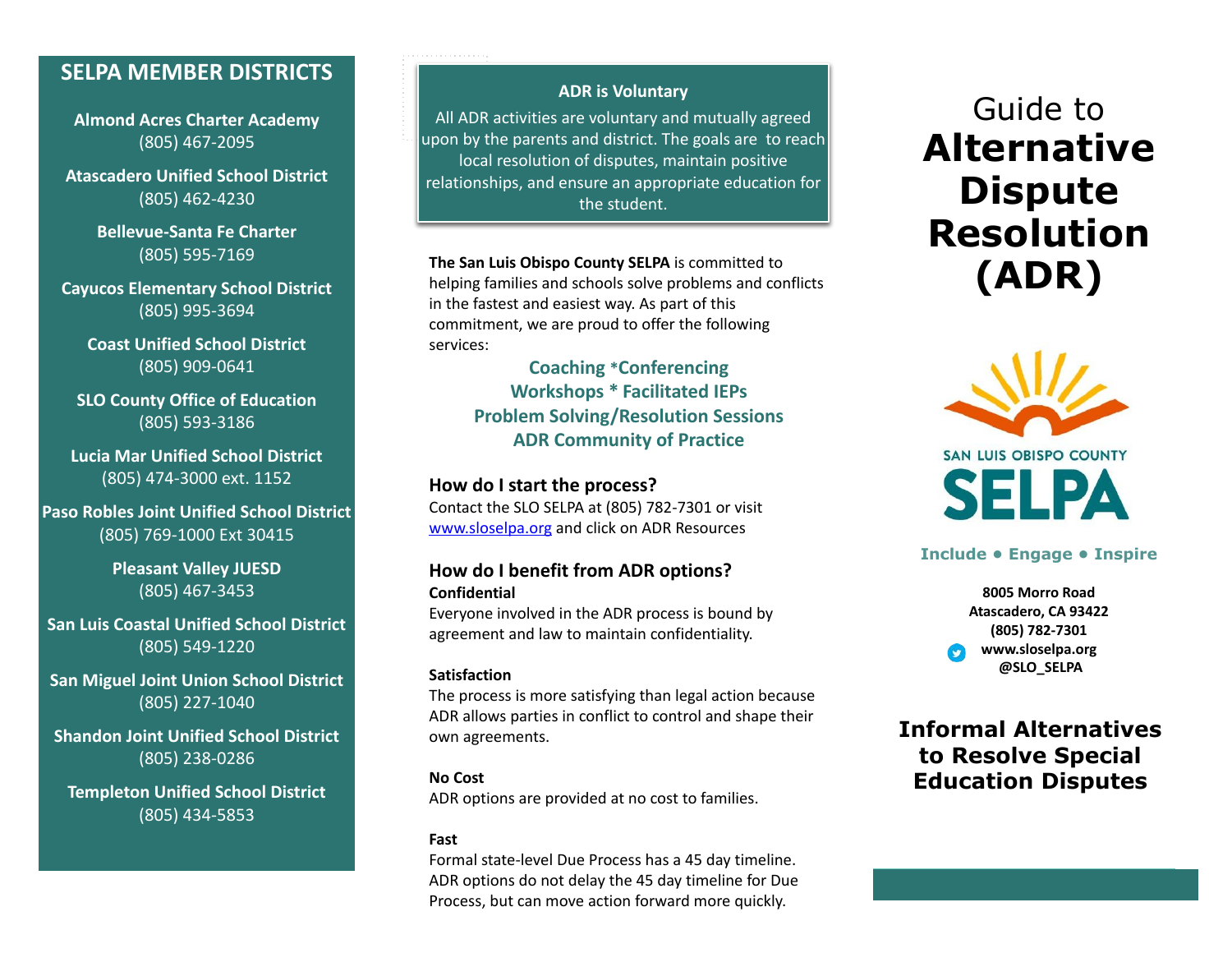## SELPA MEMBER DISTRICTS

**Almond Acres Charter Academy**
(805) 467-2095

**Atascadero Unified School District**
(805) 462-4230

**Bellevue-Santa Fe Charter**
(805) 595-7169

**Cayucos Elementary School District**
(805) 995-3694

**Coast Unified School District**
(805) 909-0641

**SLO County Office of Education**
(805) 593-3186

**Lucia Mar Unified School District**
(805) 474-3000 ext. 1152

**Paso Robles Joint Unified School District**
(805) 769-1000 Ext 30415

**Pleasant Valley JUESD**
(805) 467-3453

**San Luis Coastal Unified School District**
(805) 549-1220

**San Miguel Joint Union School District**
(805) 227-1040

**Shandon Joint Unified School District**
(805) 238-0286

**Templeton Unified School District**
(805) 434-5853

### ADR is Voluntary

All ADR activities are voluntary and mutually agreed upon by the parents and district. The goals are to reach local resolution of disputes, maintain positive relationships, and ensure an appropriate education for the student.

**The San Luis Obispo County SELPA** is committed to helping families and schools solve problems and conflicts in the fastest and easiest way. As part of this commitment, we are proud to offer the following services:

**Coaching *Conferencing**
**Workshops * Facilitated IEPs**
**Problem Solving/Resolution Sessions**
**ADR Community of Practice**

### How do I start the process?

Contact the SLO SELPA at (805) 782-7301 or visit www.sloselpa.org and click on ADR Resources

### How do I benefit from ADR options?

**Confidential**
Everyone involved in the ADR process is bound by agreement and law to maintain confidentiality.

**Satisfaction**
The process is more satisfying than legal action because ADR allows parties in conflict to control and shape their own agreements.

**No Cost**
ADR options are provided at no cost to families.

**Fast**
Formal state-level Due Process has a 45 day timeline. ADR options do not delay the 45 day timeline for Due Process, but can move action forward more quickly.

# Guide to **Alternative Dispute Resolution (ADR)**

SAN LUIS OBISPO COUNTY
SELPA

**Include • Engage • Inspire**

**8005 Morro Road**
**Atascadero, CA 93422**
**(805) 782-7301**
**www.sloselpa.org**
**@SLO_SELPA**

## Informal Alternatives to Resolve Special Education Disputes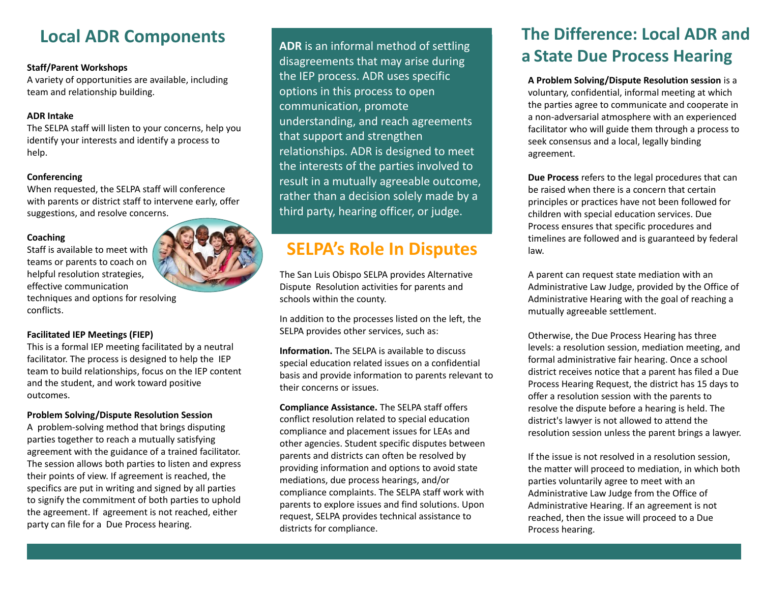## Local ADR Components

**Staff/Parent Workshops**
A variety of opportunities are available, including team and relationship building.

**ADR Intake**
The SELPA staff will listen to your concerns, help you identify your interests and identify a process to help.

**Conferencing**
When requested, the SELPA staff will conference with parents or district staff to intervene early, offer suggestions, and resolve concerns.

**Coaching**
Staff is available to meet with teams or parents to coach on helpful resolution strategies, effective communication techniques and options for resolving conflicts.

**Facilitated IEP Meetings (FIEP)**
This is a formal IEP meeting facilitated by a neutral facilitator. The process is designed to help the IEP team to build relationships, focus on the IEP content and the student, and work toward positive outcomes.

**Problem Solving/Dispute Resolution Session**
A problem-solving method that brings disputing parties together to reach a mutually satisfying agreement with the guidance of a trained facilitator. The session allows both parties to listen and express their points of view. If agreement is reached, the specifics are put in writing and signed by all parties to signify the commitment of both parties to uphold the agreement. If agreement is not reached, either party can file for a Due Process hearing.

**ADR** is an informal method of settling disagreements that may arise during the IEP process. ADR uses specific options in this process to open communication, promote understanding, and reach agreements that support and strengthen relationships. ADR is designed to meet the interests of the parties involved to result in a mutually agreeable outcome, rather than a decision solely made by a third party, hearing officer, or judge.

## SELPA's Role In Disputes

The San Luis Obispo SELPA provides Alternative Dispute Resolution activities for parents and schools within the county.

In addition to the processes listed on the left, the SELPA provides other services, such as:

**Information.** The SELPA is available to discuss special education related issues on a confidential basis and provide information to parents relevant to their concerns or issues.

**Compliance Assistance.** The SELPA staff offers conflict resolution related to special education compliance and placement issues for LEAs and other agencies. Student specific disputes between parents and districts can often be resolved by providing information and options to avoid state mediations, due process hearings, and/or compliance complaints. The SELPA staff work with parents to explore issues and find solutions. Upon request, SELPA provides technical assistance to districts for compliance.

## The Difference: Local ADR and a State Due Process Hearing

**A Problem Solving/Dispute Resolution session** is a voluntary, confidential, informal meeting at which the parties agree to communicate and cooperate in a non-adversarial atmosphere with an experienced facilitator who will guide them through a process to seek consensus and a local, legally binding agreement.

**Due Process** refers to the legal procedures that can be raised when there is a concern that certain principles or practices have not been followed for children with special education services. Due Process ensures that specific procedures and timelines are followed and is guaranteed by federal law.

A parent can request state mediation with an Administrative Law Judge, provided by the Office of Administrative Hearing with the goal of reaching a mutually agreeable settlement.

Otherwise, the Due Process Hearing has three levels: a resolution session, mediation meeting, and formal administrative fair hearing. Once a school district receives notice that a parent has filed a Due Process Hearing Request, the district has 15 days to offer a resolution session with the parents to resolve the dispute before a hearing is held. The district's lawyer is not allowed to attend the resolution session unless the parent brings a lawyer.

If the issue is not resolved in a resolution session, the matter will proceed to mediation, in which both parties voluntarily agree to meet with an Administrative Law Judge from the Office of Administrative Hearing. If an agreement is not reached, then the issue will proceed to a Due Process hearing.